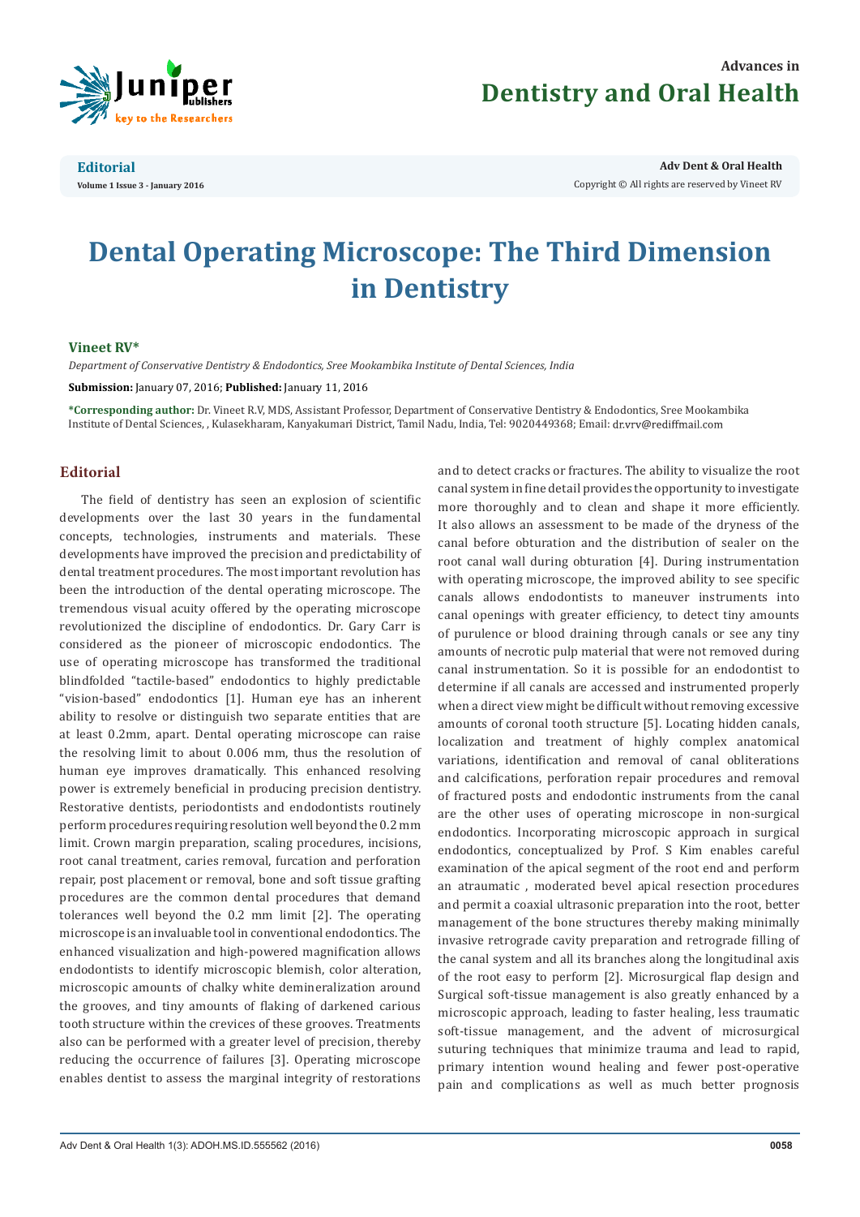Editorial
Volume 1 Issue 3 - January 2016

Copyright © All rights are reserved by Vineet RV

# Dental Operating Microscope: The Third Dimension in Dentistry

**Vineet RV***

*Department of Conservative Dentistry & Endodontics, Sree Mookambika Institute of Dental Sciences, India*

**Submission:** January 07, 2016; **Published:** January 11, 2016

***Corresponding author:** Dr. Vineet R.V, MDS, Assistant Professor, Department of Conservative Dentistry & Endodontics, Sree Mookambika Institute of Dental Sciences, , Kulasekharam, Kanyakumari District, Tamil Nadu, India, Tel: 9020449368; Email: dr.vrv@rediffmail.com

## Editorial

The field of dentistry has seen an explosion of scientific developments over the last 30 years in the fundamental concepts, technologies, instruments and materials. These developments have improved the precision and predictability of dental treatment procedures. The most important revolution has been the introduction of the dental operating microscope. The tremendous visual acuity offered by the operating microscope revolutionized the discipline of endodontics. Dr. Gary Carr is considered as the pioneer of microscopic endodontics. The use of operating microscope has transformed the traditional blindfolded "tactile-based" endodontics to highly predictable "vision-based" endodontics [1]. Human eye has an inherent ability to resolve or distinguish two separate entities that are at least 0.2mm, apart. Dental operating microscope can raise the resolving limit to about 0.006 mm, thus the resolution of human eye improves dramatically. This enhanced resolving power is extremely beneficial in producing precision dentistry. Restorative dentists, periodontists and endodontists routinely perform procedures requiring resolution well beyond the 0.2 mm limit. Crown margin preparation, scaling procedures, incisions, root canal treatment, caries removal, furcation and perforation repair, post placement or removal, bone and soft tissue grafting procedures are the common dental procedures that demand tolerances well beyond the 0.2 mm limit [2]. The operating microscope is an invaluable tool in conventional endodontics. The enhanced visualization and high-powered magnification allows endodontists to identify microscopic blemish, color alteration, microscopic amounts of chalky white demineralization around the grooves, and tiny amounts of flaking of darkened carious tooth structure within the crevices of these grooves. Treatments also can be performed with a greater level of precision, thereby reducing the occurrence of failures [3]. Operating microscope enables dentist to assess the marginal integrity of restorations and to detect cracks or fractures. The ability to visualize the root canal system in fine detail provides the opportunity to investigate more thoroughly and to clean and shape it more efficiently. It also allows an assessment to be made of the dryness of the canal before obturation and the distribution of sealer on the root canal wall during obturation [4]. During instrumentation with operating microscope, the improved ability to see specific canals allows endodontists to maneuver instruments into canal openings with greater efficiency, to detect tiny amounts of purulence or blood draining through canals or see any tiny amounts of necrotic pulp material that were not removed during canal instrumentation. So it is possible for an endodontist to determine if all canals are accessed and instrumented properly when a direct view might be difficult without removing excessive amounts of coronal tooth structure [5]. Locating hidden canals, localization and treatment of highly complex anatomical variations, identification and removal of canal obliterations and calcifications, perforation repair procedures and removal of fractured posts and endodontic instruments from the canal are the other uses of operating microscope in non-surgical endodontics. Incorporating microscopic approach in surgical endodontics, conceptualized by Prof. S Kim enables careful examination of the apical segment of the root end and perform an atraumatic , moderated bevel apical resection procedures and permit a coaxial ultrasonic preparation into the root, better management of the bone structures thereby making minimally invasive retrograde cavity preparation and retrograde filling of the canal system and all its branches along the longitudinal axis of the root easy to perform [2]. Microsurgical flap design and Surgical soft-tissue management is also greatly enhanced by a microscopic approach, leading to faster healing, less traumatic soft-tissue management, and the advent of microsurgical suturing techniques that minimize trauma and lead to rapid, primary intention wound healing and fewer post-operative pain and complications as well as much better prognosis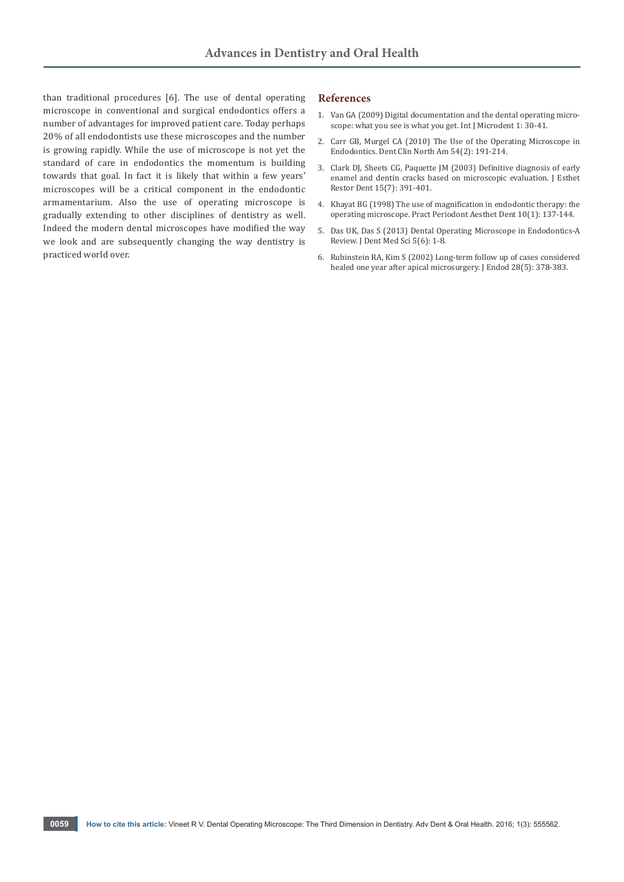than traditional procedures [6]. The use of dental operating microscope in conventional and surgical endodontics offers a number of advantages for improved patient care. Today perhaps 20% of all endodontists use these microscopes and the number is growing rapidly. While the use of microscope is not yet the standard of care in endodontics the momentum is building towards that goal. In fact it is likely that within a few years' microscopes will be a critical component in the endodontic armamentarium. Also the use of operating microscope is gradually extending to other disciplines of dentistry as well. Indeed the modern dental microscopes have modified the way we look and are subsequently changing the way dentistry is practiced world over.

## References

1. Van GA (2009) Digital documentation and the dental operating microscope: what you see is what you get. Int J Microdent 1: 30-41.
2. Carr GB, Murgel CA (2010) The Use of the Operating Microscope in Endodontics. Dent Clin North Am 54(2): 191-214.
3. Clark DJ, Sheets CG, Paquette JM (2003) Definitive diagnosis of early enamel and dentin cracks based on microscopic evaluation. J Esthet Restor Dent 15(7): 391-401.
4. Khayat BG (1998) The use of magnification in endodontic therapy: the operating microscope. Pract Periodont Aesthet Dent 10(1): 137-144.
5. Das UK, Das S (2013) Dental Operating Microscope in Endodontics-A Review. J Dent Med Sci 5(6): 1-8.
6. Rubinstein RA, Kim S (2002) Long-term follow up of cases considered healed one year after apical microsurgery. J Endod 28(5): 378-383.

**How to cite this article:** Vineet R V. Dental Operating Microscope: The Third Dimension in Dentistry. Adv Dent & Oral Health. 2016; 1(3): 555562.